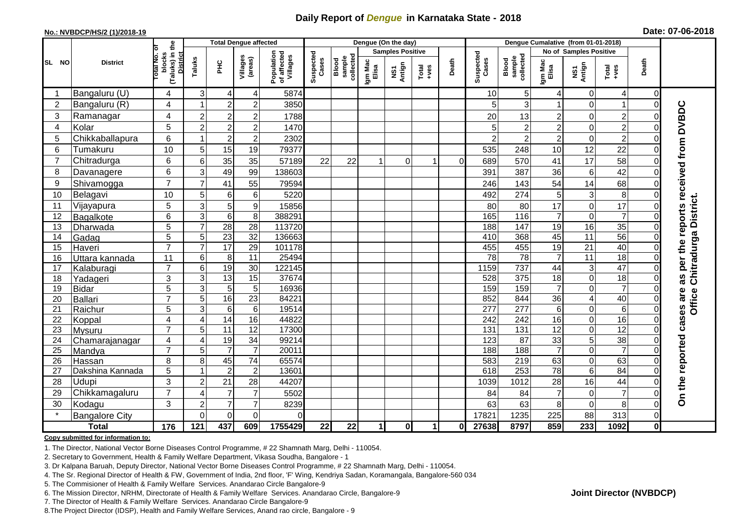# Daily Report of *Dengue* in Karnataka State - 2018

**No.: NVBDCP/HS/2 (1)/2018-19**

**Date: 07-06-2018**

| SL NO | District | Total No. of blocks (Taluks) in the District | Total Dengue affected | | | | Dengue (On the day) | | | | | | | Dengue Cumalative (from 01-01-2018) | | | | | | | |
|---|---|---|---|---|---|---|---|---|---|---|---|---|---|---|---|---|---|---|---|---|
| | | | Taluks | PHC | Villages (areas) | Population of affected Villages | Suspected Cases | Blood sample collected | Samples Positive | | | Death | Suspected Cases | Blood sample collected | No of Samples Positive | | | Death | |
| | | | | | | | | | Igm Mac Elisa | NS1 Antign | Total +ves | | | | Igm Mac Elisa | NS1 Antign | Total +ves | | |
| 1 | Bangaluru (U) | 4 | 3 | 4 | 4 | 5874 | | | | | | | 10 | 5 | 4 | 0 | 4 | 0 | On the reported cases are as per the reports received from DVBDC Office Chitradurga District. |
| 2 | Bangaluru (R) | 4 | 1 | 2 | 2 | 3850 | | | | | | | 5 | 3 | 1 | 0 | 1 | 0 | |
| 3 | Ramanagar | 4 | 2 | 2 | 2 | 1788 | | | | | | | 20 | 13 | 2 | 0 | 2 | 0 | |
| 4 | Kolar | 5 | 2 | 2 | 2 | 1470 | | | | | | | 5 | 2 | 2 | 0 | 2 | 0 | |
| 5 | Chikkaballapura | 6 | 1 | 2 | 2 | 2302 | | | | | | | 2 | 2 | 2 | 0 | 2 | 0 | |
| 6 | Tumakuru | 10 | 5 | 15 | 19 | 79377 | | | | | | | 535 | 248 | 10 | 12 | 22 | 0 | |
| 7 | Chitradurga | 6 | 6 | 35 | 35 | 57189 | 22 | 22 | 1 | 0 | 1 | 0 | 689 | 570 | 41 | 17 | 58 | 0 | |
| 8 | Davanagere | 6 | 3 | 49 | 99 | 138603 | | | | | | | 391 | 387 | 36 | 6 | 42 | 0 | |
| 9 | Shivamogga | 7 | 7 | 41 | 55 | 79594 | | | | | | | 246 | 143 | 54 | 14 | 68 | 0 | |
| 10 | Belagavi | 10 | 5 | 6 | 6 | 5220 | | | | | | | 492 | 274 | 5 | 3 | 8 | 0 | |
| 11 | Vijayapura | 5 | 3 | 5 | 9 | 15856 | | | | | | | 80 | 80 | 17 | 0 | 17 | 0 | |
| 12 | Bagalkote | 6 | 3 | 6 | 8 | 388291 | | | | | | | 165 | 116 | 7 | 0 | 7 | 0 | |
| 13 | Dharwada | 5 | 7 | 28 | 28 | 113720 | | | | | | | 188 | 147 | 19 | 16 | 35 | 0 | |
| 14 | Gadag | 5 | 5 | 23 | 32 | 136663 | | | | | | | 410 | 368 | 45 | 11 | 56 | 0 | |
| 15 | Haveri | 7 | 7 | 17 | 29 | 101178 | | | | | | | 455 | 455 | 19 | 21 | 40 | 0 | |
| 16 | Uttara kannada | 11 | 6 | 8 | 11 | 25494 | | | | | | | 78 | 78 | 7 | 11 | 18 | 0 | |
| 17 | Kalaburagi | 7 | 6 | 19 | 30 | 122145 | | | | | | | 1159 | 737 | 44 | 3 | 47 | 0 | |
| 18 | Yadageri | 3 | 3 | 13 | 15 | 37674 | | | | | | | 528 | 375 | 18 | 0 | 18 | 0 | |
| 19 | Bidar | 5 | 3 | 5 | 5 | 16936 | | | | | | | 159 | 159 | 7 | 0 | 7 | 0 | |
| 20 | Ballari | 7 | 5 | 16 | 23 | 84221 | | | | | | | 852 | 844 | 36 | 4 | 40 | 0 | |
| 21 | Raichur | 5 | 3 | 6 | 6 | 19514 | | | | | | | 277 | 277 | 6 | 0 | 6 | 0 | |
| 22 | Koppal | 4 | 4 | 14 | 16 | 44822 | | | | | | | 242 | 242 | 16 | 0 | 16 | 0 | |
| 23 | Mysuru | 7 | 5 | 11 | 12 | 17300 | | | | | | | 131 | 131 | 12 | 0 | 12 | 0 | |
| 24 | Chamarajanagar | 4 | 4 | 19 | 34 | 99214 | | | | | | | 123 | 87 | 33 | 5 | 38 | 0 | |
| 25 | Mandya | 7 | 5 | 7 | 7 | 20011 | | | | | | | 188 | 188 | 7 | 0 | 7 | 0 | |
| 26 | Hassan | 8 | 8 | 45 | 74 | 65574 | | | | | | | 583 | 219 | 63 | 0 | 63 | 0 | |
| 27 | Dakshina Kannada | 5 | 1 | 2 | 2 | 13601 | | | | | | | 618 | 253 | 78 | 6 | 84 | 0 | |
| 28 | Udupi | 3 | 2 | 21 | 28 | 44207 | | | | | | | 1039 | 1012 | 28 | 16 | 44 | 0 | |
| 29 | Chikkamagaluru | 7 | 4 | 7 | 7 | 5502 | | | | | | | 84 | 84 | 7 | 0 | 7 | 0 | |
| 30 | Kodagu | 3 | 2 | 7 | 7 | 8239 | | | | | | | 63 | 63 | 8 | 0 | 8 | 0 | |
| * | Bangalore City | | 0 | 0 | 0 | 0 | | | | | | | 17821 | 1235 | 225 | 88 | 313 | 0 | |
| | **Total** | **176** | **121** | **437** | **609** | **1755429** | **22** | **22** | **1** | **0** | **1** | **0** | **27638** | **8797** | **859** | **233** | **1092** | **0** | |

**Copy submitted for information to:**

1. The Director, National Vector Borne Diseases Control Programme, # 22 Shamnath Marg, Delhi - 110054.
2. Secretary to Government, Health & Family Welfare Department, Vikasa Soudha, Bangalore - 1
3. Dr Kalpana Baruah, Deputy Director, National Vector Borne Diseases Control Programme, # 22 Shamnath Marg, Delhi - 110054.
4. The Sr. Regional Director of Health & FW, Government of India, 2nd floor, 'F' Wing, Kendriya Sadan, Koramangala, Bangalore-560 034
5. The Commisioner of Health & Family Welfare Services. Anandarao Circle Bangalore-9
6. The Mission Director, NRHM, Directorate of Health & Family Welfare Services. Anandarao Circle, Bangalore-9
7. The Director of Health & Family Welfare Services. Anandarao Circle Bangalore-9
8. The Project Director (IDSP), Health and Family Welfare Services, Anand rao circle, Bangalore - 9

**Joint Director (NVBDCP)**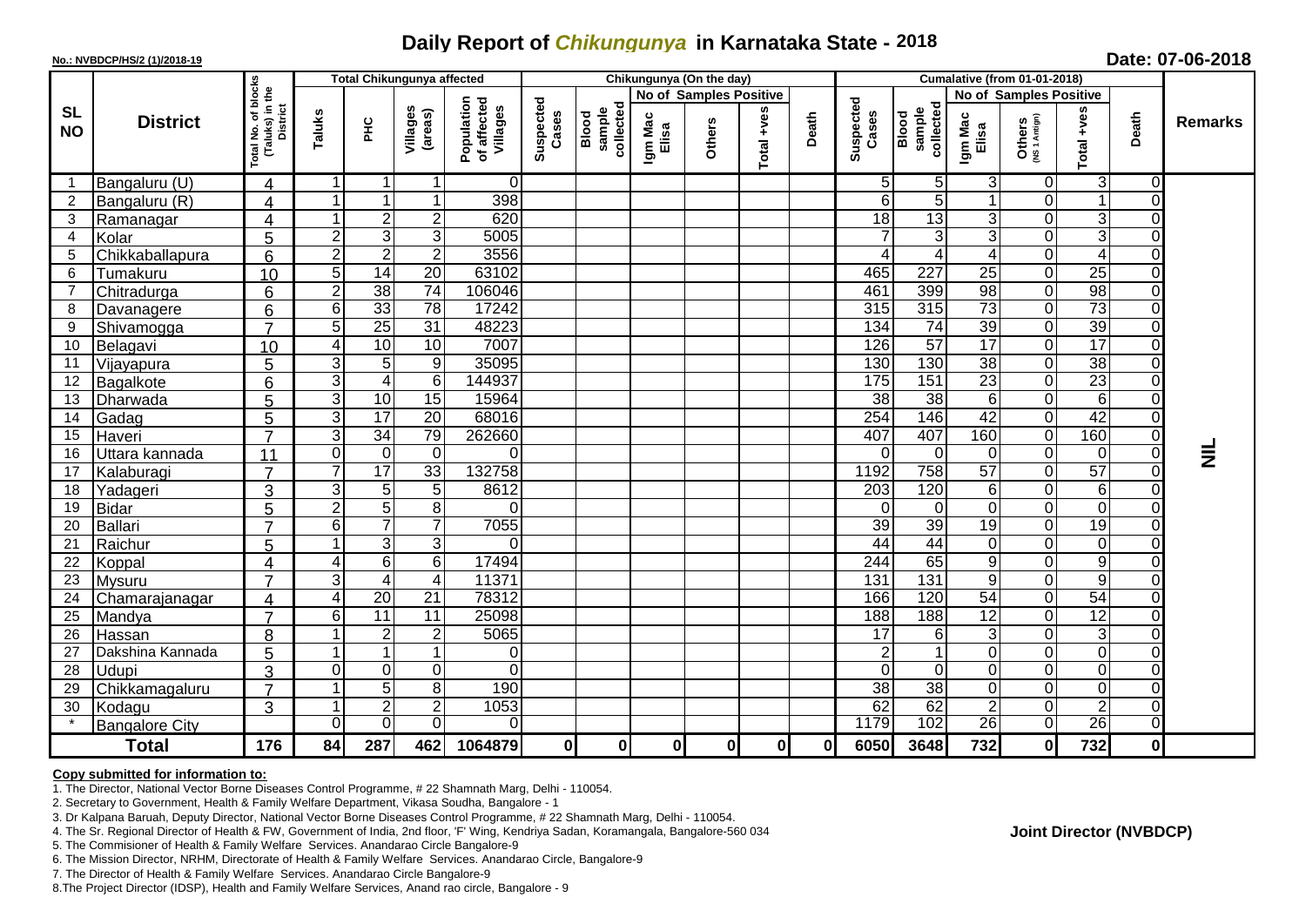# Daily Report of *Chikungunya* in Karnataka State - 2018

**No.: NVBDCP/HS/2 (1)/2018-19**

**Date: 07-06-2018**

| SL NO | District | Total No. of blocks (Taluks) in the District | Total Chikungunya affected | | | | Chikungunya (On the day) | | | | | | | Cumalative (from 01-01-2018) | | | | | | | Remarks |
|---|---|---|---|---|---|---|---|---|---|---|---|---|---|---|---|---|---|---|---|---|---|
| | | | | | | | | | No of Samples Positive | | | | | | | No of Samples Positive | | | | | |
| | | | Taluks | PHC | Villages (areas) | Population of affected Villages | Suspected Cases | Blood sample collected | Igm Mac Elisa | Others | Total +ves | Death | Suspected Cases | Blood sample collected | Igm Mac Elisa | Others (NS 1 Antign) | Total +ves | Death | |
| 1 | Bangaluru (U) | 4 | 1 | 1 | 1 | 0 | | | | | | | 5 | 5 | 3 | 0 | 3 | 0 | NIL |
| 2 | Bangaluru (R) | 4 | 1 | 1 | 1 | 398 | | | | | | | 6 | 5 | 1 | 0 | 1 | 0 | |
| 3 | Ramanagar | 4 | 1 | 2 | 2 | 620 | | | | | | | 18 | 13 | 3 | 0 | 3 | 0 | |
| 4 | Kolar | 5 | 2 | 3 | 3 | 5005 | | | | | | | 7 | 3 | 3 | 0 | 3 | 0 | |
| 5 | Chikkaballapura | 6 | 2 | 2 | 2 | 3556 | | | | | | | 4 | 4 | 4 | 0 | 4 | 0 | |
| 6 | Tumakuru | 10 | 5 | 14 | 20 | 63102 | | | | | | | 465 | 227 | 25 | 0 | 25 | 0 | |
| 7 | Chitradurga | 6 | 2 | 38 | 74 | 106046 | | | | | | | 461 | 399 | 98 | 0 | 98 | 0 | |
| 8 | Davanagere | 6 | 6 | 33 | 78 | 17242 | | | | | | | 315 | 315 | 73 | 0 | 73 | 0 | |
| 9 | Shivamogga | 7 | 5 | 25 | 31 | 48223 | | | | | | | 134 | 74 | 39 | 0 | 39 | 0 | |
| 10 | Belagavi | 10 | 4 | 10 | 10 | 7007 | | | | | | | 126 | 57 | 17 | 0 | 17 | 0 | |
| 11 | Vijayapura | 5 | 3 | 5 | 9 | 35095 | | | | | | | 130 | 130 | 38 | 0 | 38 | 0 | |
| 12 | Bagalkote | 6 | 3 | 4 | 6 | 144937 | | | | | | | 175 | 151 | 23 | 0 | 23 | 0 | |
| 13 | Dharwada | 5 | 3 | 10 | 15 | 15964 | | | | | | | 38 | 38 | 6 | 0 | 6 | 0 | |
| 14 | Gadag | 5 | 3 | 17 | 20 | 68016 | | | | | | | 254 | 146 | 42 | 0 | 42 | 0 | |
| 15 | Haveri | 7 | 3 | 34 | 79 | 262660 | | | | | | | 407 | 407 | 160 | 0 | 160 | 0 | |
| 16 | Uttara kannada | 11 | 0 | 0 | 0 | 0 | | | | | | | 0 | 0 | 0 | 0 | 0 | 0 | |
| 17 | Kalaburagi | 7 | 7 | 17 | 33 | 132758 | | | | | | | 1192 | 758 | 57 | 0 | 57 | 0 | |
| 18 | Yadageri | 3 | 3 | 5 | 5 | 8612 | | | | | | | 203 | 120 | 6 | 0 | 6 | 0 | |
| 19 | Bidar | 5 | 2 | 5 | 8 | 0 | | | | | | | 0 | 0 | 0 | 0 | 0 | 0 | |
| 20 | Ballari | 7 | 6 | 7 | 7 | 7055 | | | | | | | 39 | 39 | 19 | 0 | 19 | 0 | |
| 21 | Raichur | 5 | 1 | 3 | 3 | 0 | | | | | | | 44 | 44 | 0 | 0 | 0 | 0 | |
| 22 | Koppal | 4 | 4 | 6 | 6 | 17494 | | | | | | | 244 | 65 | 9 | 0 | 9 | 0 | |
| 23 | Mysuru | 7 | 3 | 4 | 4 | 11371 | | | | | | | 131 | 131 | 9 | 0 | 9 | 0 | |
| 24 | Chamarajanagar | 4 | 4 | 20 | 21 | 78312 | | | | | | | 166 | 120 | 54 | 0 | 54 | 0 | |
| 25 | Mandya | 7 | 6 | 11 | 11 | 25098 | | | | | | | 188 | 188 | 12 | 0 | 12 | 0 | |
| 26 | Hassan | 8 | 1 | 2 | 2 | 5065 | | | | | | | 17 | 6 | 3 | 0 | 3 | 0 | |
| 27 | Dakshina Kannada | 5 | 1 | 1 | 1 | 0 | | | | | | | 2 | 1 | 0 | 0 | 0 | 0 | |
| 28 | Udupi | 3 | 0 | 0 | 0 | 0 | | | | | | | 0 | 0 | 0 | 0 | 0 | 0 | |
| 29 | Chikkamagaluru | 7 | 1 | 5 | 8 | 190 | | | | | | | 38 | 38 | 0 | 0 | 0 | 0 | |
| 30 | Kodagu | 3 | 1 | 2 | 2 | 1053 | | | | | | | 62 | 62 | 2 | 0 | 2 | 0 | |
| * | Bangalore City | | 0 | 0 | 0 | 0 | | | | | | | 1179 | 102 | 26 | 0 | 26 | 0 | |
| **Total** | | **176** | **84** | **287** | **462** | **1064879** | **0** | **0** | **0** | **0** | **0** | **0** | **6050** | **3648** | **732** | **0** | **732** | **0** | |

**Copy submitted for information to:**

1. The Director, National Vector Borne Diseases Control Programme, # 22 Shamnath Marg, Delhi - 110054.
2. Secretary to Government, Health & Family Welfare Department, Vikasa Soudha, Bangalore - 1
3. Dr Kalpana Baruah, Deputy Director, National Vector Borne Diseases Control Programme, # 22 Shamnath Marg, Delhi - 110054.
4. The Sr. Regional Director of Health & FW, Government of India, 2nd floor, 'F' Wing, Kendriya Sadan, Koramangala, Bangalore-560 034
5. The Commisioner of Health & Family Welfare Services. Anandarao Circle Bangalore-9
6. The Mission Director, NRHM, Directorate of Health & Family Welfare Services. Anandarao Circle, Bangalore-9
7. The Director of Health & Family Welfare Services. Anandarao Circle Bangalore-9
8. The Project Director (IDSP), Health and Family Welfare Services, Anand rao circle, Bangalore - 9

**Joint Director (NVBDCP)**